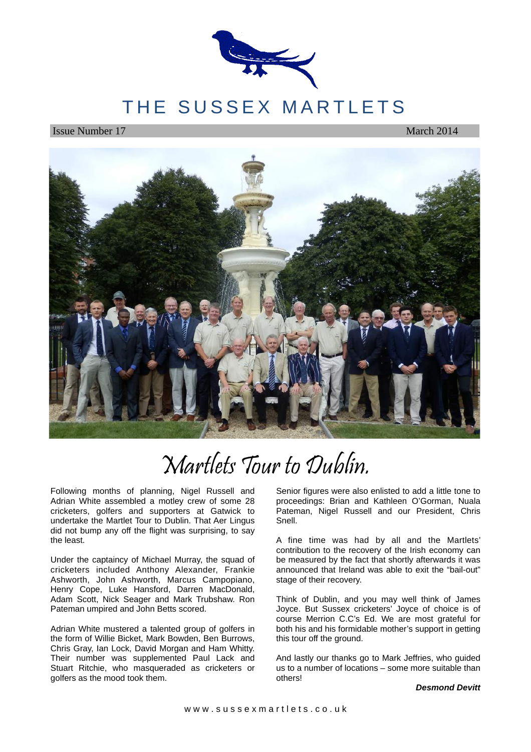# THE SUSSEX MARTLETS

Issue Number 17 March 2014

## Martlets Tour to Dublin.

Following months of planning, Nigel Russell and Adrian White assembled a motley crew of some 28 cricketers, golfers and supporters at Gatwick to undertake the Martlet Tour to Dublin. That Aer Lingus did not bump any off the flight was surprising, to say the least.

Under the captaincy of Michael Murray, the squad of cricketers included Anthony Alexander, Frankie Ashworth, John Ashworth, Marcus Campopiano, Henry Cope, Luke Hansford, Darren MacDonald, Adam Scott, Nick Seager and Mark Trubshaw. Ron Pateman umpired and John Betts scored.

Adrian White mustered a talented group of golfers in the form of Willie Bicket, Mark Bowden, Ben Burrows, Chris Gray, Ian Lock, David Morgan and Ham Whitty. Their number was supplemented Paul Lack and Stuart Ritchie, who masqueraded as cricketers or golfers as the mood took them.

Senior figures were also enlisted to add a little tone to proceedings: Brian and Kathleen O'Gorman, Nuala Pateman, Nigel Russell and our President, Chris Snell.

A fine time was had by all and the Martlets' contribution to the recovery of the Irish economy can be measured by the fact that shortly afterwards it was announced that Ireland was able to exit the "bail-out" stage of their recovery.

Think of Dublin, and you may well think of James Joyce. But Sussex cricketers' Joyce of choice is of course Merrion C.C's Ed. We are most grateful for both his and his formidable mother's support in getting this tour off the ground.

And lastly our thanks go to Mark Jeffries, who guided us to a number of locations – some more suitable than others!

***Desmond Devitt***

www.sussexmartlets.co.uk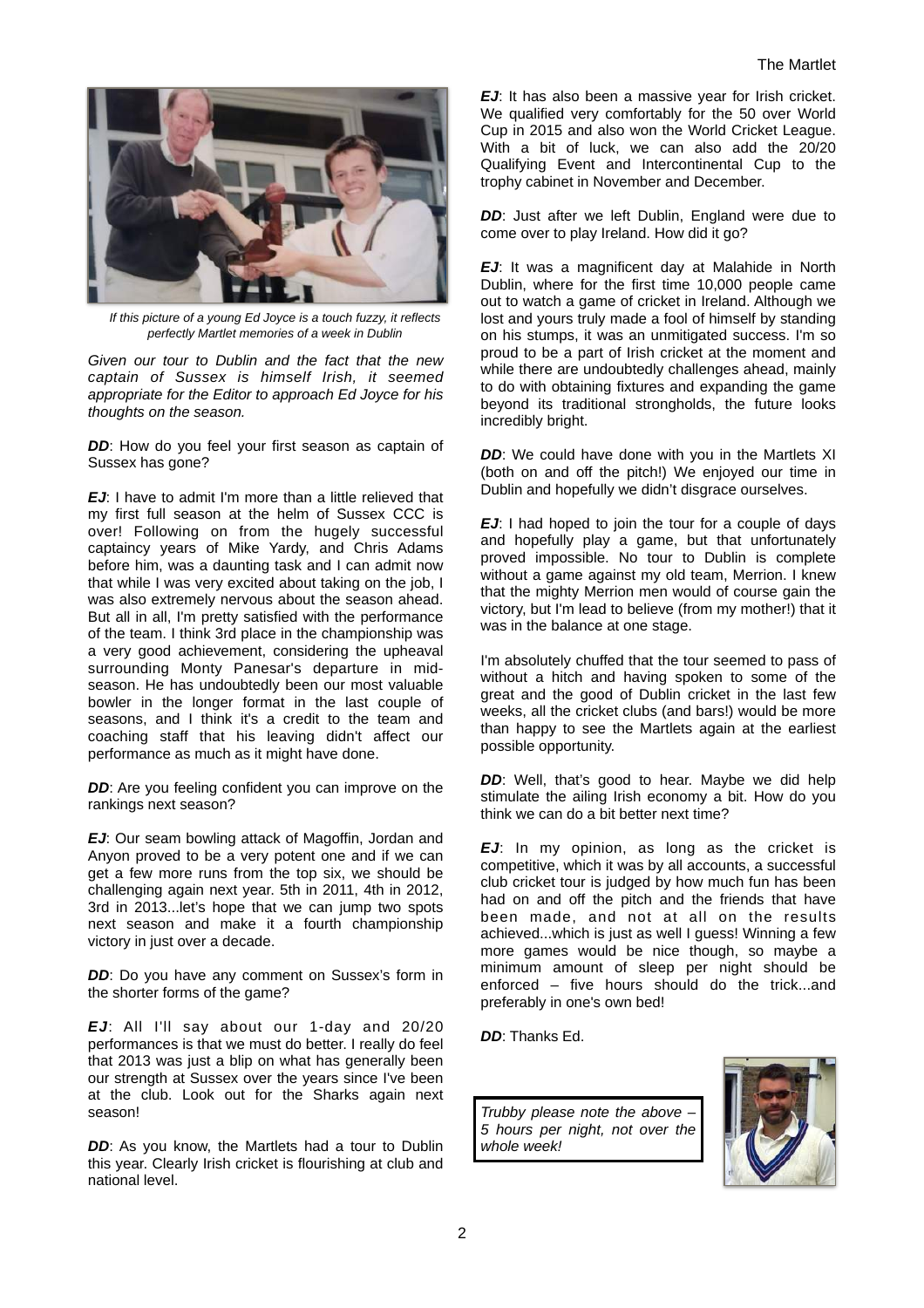*If this picture of a young Ed Joyce is a touch fuzzy, it reflects perfectly Martlet memories of a week in Dublin*

*Given our tour to Dublin and the fact that the new captain of Sussex is himself Irish, it seemed appropriate for the Editor to approach Ed Joyce for his thoughts on the season.*

***DD***: How do you feel your first season as captain of Sussex has gone?

***EJ***: I have to admit I'm more than a little relieved that my first full season at the helm of Sussex CCC is over! Following on from the hugely successful captaincy years of Mike Yardy, and Chris Adams before him, was a daunting task and I can admit now that while I was very excited about taking on the job, I was also extremely nervous about the season ahead. But all in all, I'm pretty satisfied with the performance of the team. I think 3rd place in the championship was a very good achievement, considering the upheaval surrounding Monty Panesar's departure in mid-season. He has undoubtedly been our most valuable bowler in the longer format in the last couple of seasons, and I think it's a credit to the team and coaching staff that his leaving didn't affect our performance as much as it might have done.

***DD***: Are you feeling confident you can improve on the rankings next season?

***EJ***: Our seam bowling attack of Magoffin, Jordan and Anyon proved to be a very potent one and if we can get a few more runs from the top six, we should be challenging again next year. 5th in 2011, 4th in 2012, 3rd in 2013...let's hope that we can jump two spots next season and make it a fourth championship victory in just over a decade.

***DD***: Do you have any comment on Sussex's form in the shorter forms of the game?

***EJ***: All I'll say about our 1-day and 20/20 performances is that we must do better. I really do feel that 2013 was just a blip on what has generally been our strength at Sussex over the years since I've been at the club. Look out for the Sharks again next season!

***DD***: As you know, the Martlets had a tour to Dublin this year. Clearly Irish cricket is flourishing at club and national level.

***EJ***: It has also been a massive year for Irish cricket. We qualified very comfortably for the 50 over World Cup in 2015 and also won the World Cricket League. With a bit of luck, we can also add the 20/20 Qualifying Event and Intercontinental Cup to the trophy cabinet in November and December.

***DD***: Just after we left Dublin, England were due to come over to play Ireland. How did it go?

***EJ***: It was a magnificent day at Malahide in North Dublin, where for the first time 10,000 people came out to watch a game of cricket in Ireland. Although we lost and yours truly made a fool of himself by standing on his stumps, it was an unmitigated success. I'm so proud to be a part of Irish cricket at the moment and while there are undoubtedly challenges ahead, mainly to do with obtaining fixtures and expanding the game beyond its traditional strongholds, the future looks incredibly bright.

***DD***: We could have done with you in the Martlets XI (both on and off the pitch!) We enjoyed our time in Dublin and hopefully we didn't disgrace ourselves.

***EJ***: I had hoped to join the tour for a couple of days and hopefully play a game, but that unfortunately proved impossible. No tour to Dublin is complete without a game against my old team, Merrion. I knew that the mighty Merrion men would of course gain the victory, but I'm lead to believe (from my mother!) that it was in the balance at one stage.

I'm absolutely chuffed that the tour seemed to pass of without a hitch and having spoken to some of the great and the good of Dublin cricket in the last few weeks, all the cricket clubs (and bars!) would be more than happy to see the Martlets again at the earliest possible opportunity.

***DD***: Well, that's good to hear. Maybe we did help stimulate the ailing Irish economy a bit. How do you think we can do a bit better next time?

***EJ***: In my opinion, as long as the cricket is competitive, which it was by all accounts, a successful club cricket tour is judged by how much fun has been had on and off the pitch and the friends that have been made, and not at all on the results achieved...which is just as well I guess! Winning a few more games would be nice though, so maybe a minimum amount of sleep per night should be enforced – five hours should do the trick...and preferably in one's own bed!

***DD***: Thanks Ed.

*Trubby please note the above – 5 hours per night, not over the whole week!*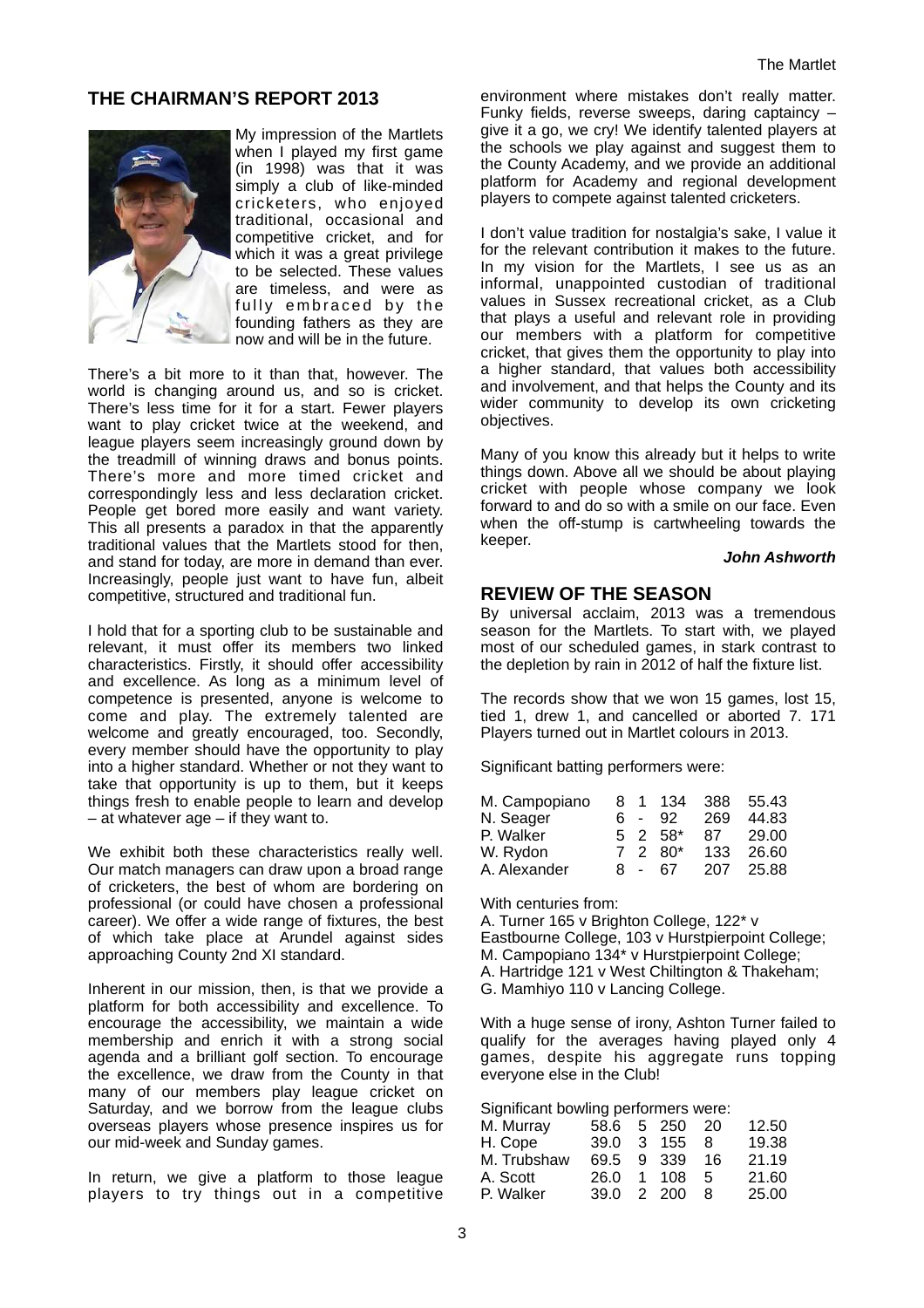## THE CHAIRMAN'S REPORT 2013

My impression of the Martlets when I played my first game (in 1998) was that it was simply a club of like-minded cricketers, who enjoyed traditional, occasional and competitive cricket, and for which it was a great privilege to be selected. These values are timeless, and were as fully embraced by the founding fathers as they are now and will be in the future.

There's a bit more to it than that, however. The world is changing around us, and so is cricket. There's less time for it for a start. Fewer players want to play cricket twice at the weekend, and league players seem increasingly ground down by the treadmill of winning draws and bonus points. There's more and more timed cricket and correspondingly less and less declaration cricket. People get bored more easily and want variety. This all presents a paradox in that the apparently traditional values that the Martlets stood for then, and stand for today, are more in demand than ever. Increasingly, people just want to have fun, albeit competitive, structured and traditional fun.

I hold that for a sporting club to be sustainable and relevant, it must offer its members two linked characteristics. Firstly, it should offer accessibility and excellence. As long as a minimum level of competence is presented, anyone is welcome to come and play. The extremely talented are welcome and greatly encouraged, too. Secondly, every member should have the opportunity to play into a higher standard. Whether or not they want to take that opportunity is up to them, but it keeps things fresh to enable people to learn and develop – at whatever age – if they want to.

We exhibit both these characteristics really well. Our match managers can draw upon a broad range of cricketers, the best of whom are bordering on professional (or could have chosen a professional career). We offer a wide range of fixtures, the best of which take place at Arundel against sides approaching County 2nd XI standard.

Inherent in our mission, then, is that we provide a platform for both accessibility and excellence. To encourage the accessibility, we maintain a wide membership and enrich it with a strong social agenda and a brilliant golf section. To encourage the excellence, we draw from the County in that many of our members play league cricket on Saturday, and we borrow from the league clubs overseas players whose presence inspires us for our mid-week and Sunday games.

In return, we give a platform to those league players to try things out in a competitive environment where mistakes don't really matter. Funky fields, reverse sweeps, daring captaincy – give it a go, we cry! We identify talented players at the schools we play against and suggest them to the County Academy, and we provide an additional platform for Academy and regional development players to compete against talented cricketers.

I don't value tradition for nostalgia's sake, I value it for the relevant contribution it makes to the future. In my vision for the Martlets, I see us as an informal, unappointed custodian of traditional values in Sussex recreational cricket, as a Club that plays a useful and relevant role in providing our members with a platform for competitive cricket, that gives them the opportunity to play into a higher standard, that values both accessibility and involvement, and that helps the County and its wider community to develop its own cricketing objectives.

Many of you know this already but it helps to write things down. Above all we should be about playing cricket with people whose company we look forward to and do so with a smile on our face. Even when the off-stump is cartwheeling towards the keeper.

***John Ashworth***

## REVIEW OF THE SEASON

By universal acclaim, 2013 was a tremendous season for the Martlets. To start with, we played most of our scheduled games, in stark contrast to the depletion by rain in 2012 of half the fixture list.

The records show that we won 15 games, lost 15, tied 1, drew 1, and cancelled or aborted 7. 171 Players turned out in Martlet colours in 2013.

Significant batting performers were:

| | | | | | |
|---|---|---|---|---|---|
| M. Campopiano | 8 | 1 | 134 | 388 | 55.43 |
| N. Seager | 6 | - | 92 | 269 | 44.83 |
| P. Walker | 5 | 2 | 58* | 87 | 29.00 |
| W. Rydon | 7 | 2 | 80* | 133 | 26.60 |
| A. Alexander | 8 | - | 67 | 207 | 25.88 |

With centuries from:
A. Turner 165 v Brighton College, 122* v Eastbourne College, 103 v Hurstpierpoint College;
M. Campopiano 134* v Hurstpierpoint College;
A. Hartridge 121 v West Chiltington & Thakeham;
G. Mamhiyo 110 v Lancing College.

With a huge sense of irony, Ashton Turner failed to qualify for the averages having played only 4 games, despite his aggregate runs topping everyone else in the Club!

Significant bowling performers were:

| | | | | | |
|---|---|---|---|---|---|
| M. Murray | 58.6 | 5 | 250 | 20 | 12.50 |
| H. Cope | 39.0 | 3 | 155 | 8 | 19.38 |
| M. Trubshaw | 69.5 | 9 | 339 | 16 | 21.19 |
| A. Scott | 26.0 | 1 | 108 | 5 | 21.60 |
| P. Walker | 39.0 | 2 | 200 | 8 | 25.00 |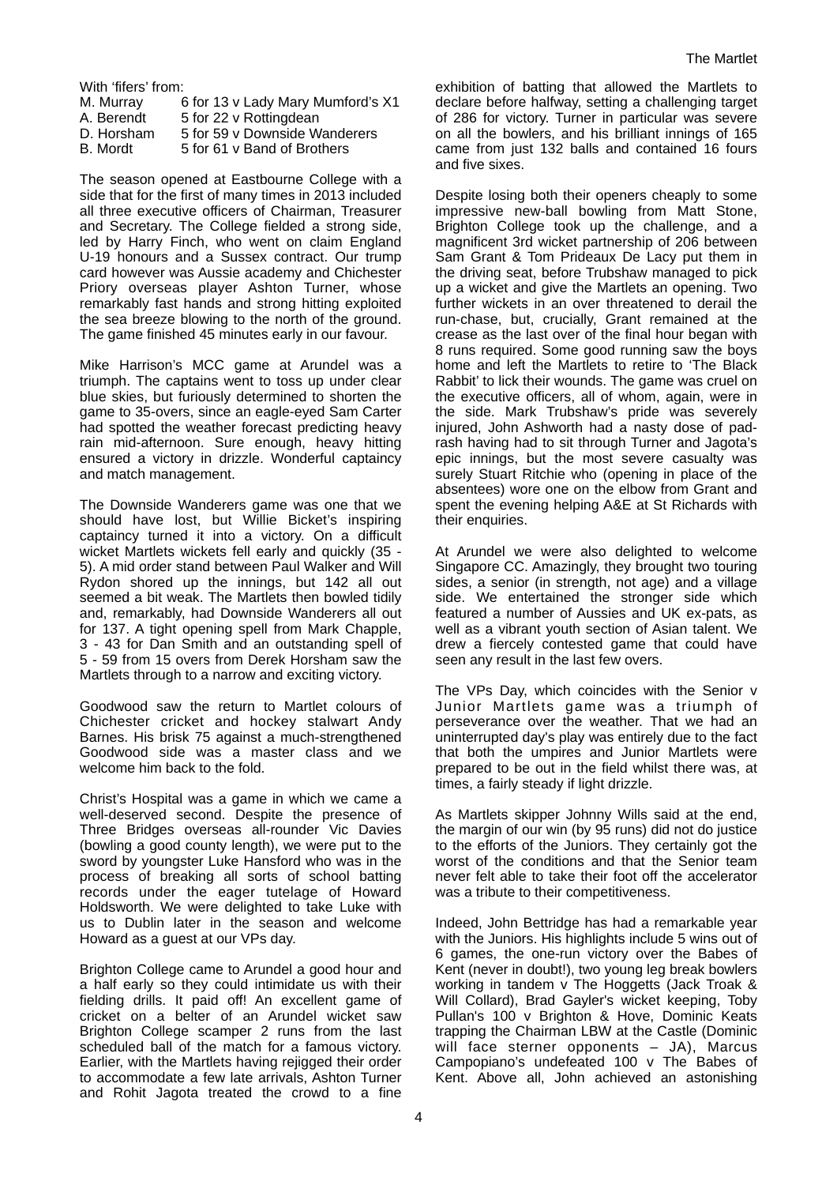With 'fifers' from:

| | |
|---|---|
| M. Murray | 6 for 13 v Lady Mary Mumford's X1 |
| A. Berendt | 5 for 22 v Rottingdean |
| D. Horsham | 5 for 59 v Downside Wanderers |
| B. Mordt | 5 for 61 v Band of Brothers |

The season opened at Eastbourne College with a side that for the first of many times in 2013 included all three executive officers of Chairman, Treasurer and Secretary. The College fielded a strong side, led by Harry Finch, who went on claim England U-19 honours and a Sussex contract. Our trump card however was Aussie academy and Chichester Priory overseas player Ashton Turner, whose remarkably fast hands and strong hitting exploited the sea breeze blowing to the north of the ground. The game finished 45 minutes early in our favour.

Mike Harrison's MCC game at Arundel was a triumph. The captains went to toss up under clear blue skies, but furiously determined to shorten the game to 35-overs, since an eagle-eyed Sam Carter had spotted the weather forecast predicting heavy rain mid-afternoon. Sure enough, heavy hitting ensured a victory in drizzle. Wonderful captaincy and match management.

The Downside Wanderers game was one that we should have lost, but Willie Bicket's inspiring captaincy turned it into a victory. On a difficult wicket Martlets wickets fell early and quickly (35 - 5). A mid order stand between Paul Walker and Will Rydon shored up the innings, but 142 all out seemed a bit weak. The Martlets then bowled tidily and, remarkably, had Downside Wanderers all out for 137. A tight opening spell from Mark Chapple, 3 - 43 for Dan Smith and an outstanding spell of 5 - 59 from 15 overs from Derek Horsham saw the Martlets through to a narrow and exciting victory.

Goodwood saw the return to Martlet colours of Chichester cricket and hockey stalwart Andy Barnes. His brisk 75 against a much-strengthened Goodwood side was a master class and we welcome him back to the fold.

Christ's Hospital was a game in which we came a well-deserved second. Despite the presence of Three Bridges overseas all-rounder Vic Davies (bowling a good county length), we were put to the sword by youngster Luke Hansford who was in the process of breaking all sorts of school batting records under the eager tutelage of Howard Holdsworth. We were delighted to take Luke with us to Dublin later in the season and welcome Howard as a guest at our VPs day.

Brighton College came to Arundel a good hour and a half early so they could intimidate us with their fielding drills. It paid off! An excellent game of cricket on a belter of an Arundel wicket saw Brighton College scamper 2 runs from the last scheduled ball of the match for a famous victory. Earlier, with the Martlets having rejigged their order to accommodate a few late arrivals, Ashton Turner and Rohit Jagota treated the crowd to a fine exhibition of batting that allowed the Martlets to declare before halfway, setting a challenging target of 286 for victory. Turner in particular was severe on all the bowlers, and his brilliant innings of 165 came from just 132 balls and contained 16 fours and five sixes.

Despite losing both their openers cheaply to some impressive new-ball bowling from Matt Stone, Brighton College took up the challenge, and a magnificent 3rd wicket partnership of 206 between Sam Grant & Tom Prideaux De Lacy put them in the driving seat, before Trubshaw managed to pick up a wicket and give the Martlets an opening. Two further wickets in an over threatened to derail the run-chase, but, crucially, Grant remained at the crease as the last over of the final hour began with 8 runs required. Some good running saw the boys home and left the Martlets to retire to 'The Black Rabbit' to lick their wounds. The game was cruel on the executive officers, all of whom, again, were in the side. Mark Trubshaw's pride was severely injured, John Ashworth had a nasty dose of pad-rash having had to sit through Turner and Jagota's epic innings, but the most severe casualty was surely Stuart Ritchie who (opening in place of the absentees) wore one on the elbow from Grant and spent the evening helping A&E at St Richards with their enquiries.

At Arundel we were also delighted to welcome Singapore CC. Amazingly, they brought two touring sides, a senior (in strength, not age) and a village side. We entertained the stronger side which featured a number of Aussies and UK ex-pats, as well as a vibrant youth section of Asian talent. We drew a fiercely contested game that could have seen any result in the last few overs.

The VPs Day, which coincides with the Senior v Junior Martlets game was a triumph of perseverance over the weather. That we had an uninterrupted day's play was entirely due to the fact that both the umpires and Junior Martlets were prepared to be out in the field whilst there was, at times, a fairly steady if light drizzle.

As Martlets skipper Johnny Wills said at the end, the margin of our win (by 95 runs) did not do justice to the efforts of the Juniors. They certainly got the worst of the conditions and that the Senior team never felt able to take their foot off the accelerator was a tribute to their competitiveness.

Indeed, John Bettridge has had a remarkable year with the Juniors. His highlights include 5 wins out of 6 games, the one-run victory over the Babes of Kent (never in doubt!), two young leg break bowlers working in tandem v The Hoggetts (Jack Troak & Will Collard), Brad Gayler's wicket keeping, Toby Pullan's 100 v Brighton & Hove, Dominic Keats trapping the Chairman LBW at the Castle (Dominic will face sterner opponents – JA), Marcus Campopiano's undefeated 100 v The Babes of Kent. Above all, John achieved an astonishing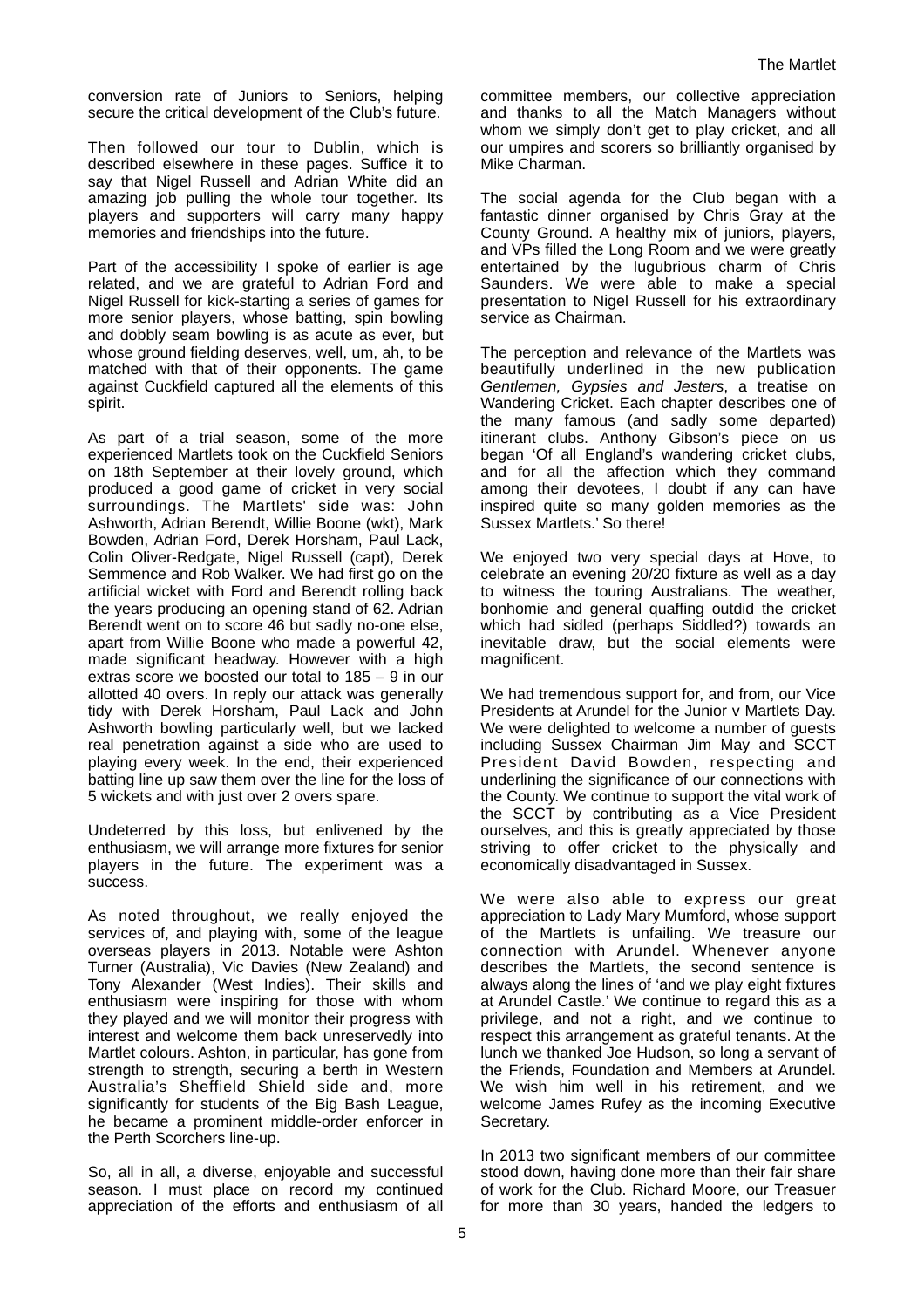conversion rate of Juniors to Seniors, helping secure the critical development of the Club's future.

Then followed our tour to Dublin, which is described elsewhere in these pages. Suffice it to say that Nigel Russell and Adrian White did an amazing job pulling the whole tour together. Its players and supporters will carry many happy memories and friendships into the future.

Part of the accessibility I spoke of earlier is age related, and we are grateful to Adrian Ford and Nigel Russell for kick-starting a series of games for more senior players, whose batting, spin bowling and dobbly seam bowling is as acute as ever, but whose ground fielding deserves, well, um, ah, to be matched with that of their opponents. The game against Cuckfield captured all the elements of this spirit.

As part of a trial season, some of the more experienced Martlets took on the Cuckfield Seniors on 18th September at their lovely ground, which produced a good game of cricket in very social surroundings. The Martlets' side was: John Ashworth, Adrian Berendt, Willie Boone (wkt), Mark Bowden, Adrian Ford, Derek Horsham, Paul Lack, Colin Oliver-Redgate, Nigel Russell (capt), Derek Semmence and Rob Walker. We had first go on the artificial wicket with Ford and Berendt rolling back the years producing an opening stand of 62. Adrian Berendt went on to score 46 but sadly no-one else, apart from Willie Boone who made a powerful 42, made significant headway. However with a high extras score we boosted our total to 185 – 9 in our allotted 40 overs. In reply our attack was generally tidy with Derek Horsham, Paul Lack and John Ashworth bowling particularly well, but we lacked real penetration against a side who are used to playing every week. In the end, their experienced batting line up saw them over the line for the loss of 5 wickets and with just over 2 overs spare.

Undeterred by this loss, but enlivened by the enthusiasm, we will arrange more fixtures for senior players in the future. The experiment was a success.

As noted throughout, we really enjoyed the services of, and playing with, some of the league overseas players in 2013. Notable were Ashton Turner (Australia), Vic Davies (New Zealand) and Tony Alexander (West Indies). Their skills and enthusiasm were inspiring for those with whom they played and we will monitor their progress with interest and welcome them back unreservedly into Martlet colours. Ashton, in particular, has gone from strength to strength, securing a berth in Western Australia's Sheffield Shield side and, more significantly for students of the Big Bash League, he became a prominent middle-order enforcer in the Perth Scorchers line-up.

So, all in all, a diverse, enjoyable and successful season. I must place on record my continued appreciation of the efforts and enthusiasm of all committee members, our collective appreciation and thanks to all the Match Managers without whom we simply don't get to play cricket, and all our umpires and scorers so brilliantly organised by Mike Charman.

The social agenda for the Club began with a fantastic dinner organised by Chris Gray at the County Ground. A healthy mix of juniors, players, and VPs filled the Long Room and we were greatly entertained by the lugubrious charm of Chris Saunders. We were able to make a special presentation to Nigel Russell for his extraordinary service as Chairman.

The perception and relevance of the Martlets was beautifully underlined in the new publication *Gentlemen, Gypsies and Jesters*, a treatise on Wandering Cricket. Each chapter describes one of the many famous (and sadly some departed) itinerant clubs. Anthony Gibson's piece on us began 'Of all England's wandering cricket clubs, and for all the affection which they command among their devotees, I doubt if any can have inspired quite so many golden memories as the Sussex Martlets.' So there!

We enjoyed two very special days at Hove, to celebrate an evening 20/20 fixture as well as a day to witness the touring Australians. The weather, bonhomie and general quaffing outdid the cricket which had sidled (perhaps Siddled?) towards an inevitable draw, but the social elements were magnificent.

We had tremendous support for, and from, our Vice Presidents at Arundel for the Junior v Martlets Day. We were delighted to welcome a number of guests including Sussex Chairman Jim May and SCCT President David Bowden, respecting and underlining the significance of our connections with the County. We continue to support the vital work of the SCCT by contributing as a Vice President ourselves, and this is greatly appreciated by those striving to offer cricket to the physically and economically disadvantaged in Sussex.

We were also able to express our great appreciation to Lady Mary Mumford, whose support of the Martlets is unfailing. We treasure our connection with Arundel. Whenever anyone describes the Martlets, the second sentence is always along the lines of 'and we play eight fixtures at Arundel Castle.' We continue to regard this as a privilege, and not a right, and we continue to respect this arrangement as grateful tenants. At the lunch we thanked Joe Hudson, so long a servant of the Friends, Foundation and Members at Arundel. We wish him well in his retirement, and we welcome James Rufey as the incoming Executive Secretary.

In 2013 two significant members of our committee stood down, having done more than their fair share of work for the Club. Richard Moore, our Treasuer for more than 30 years, handed the ledgers to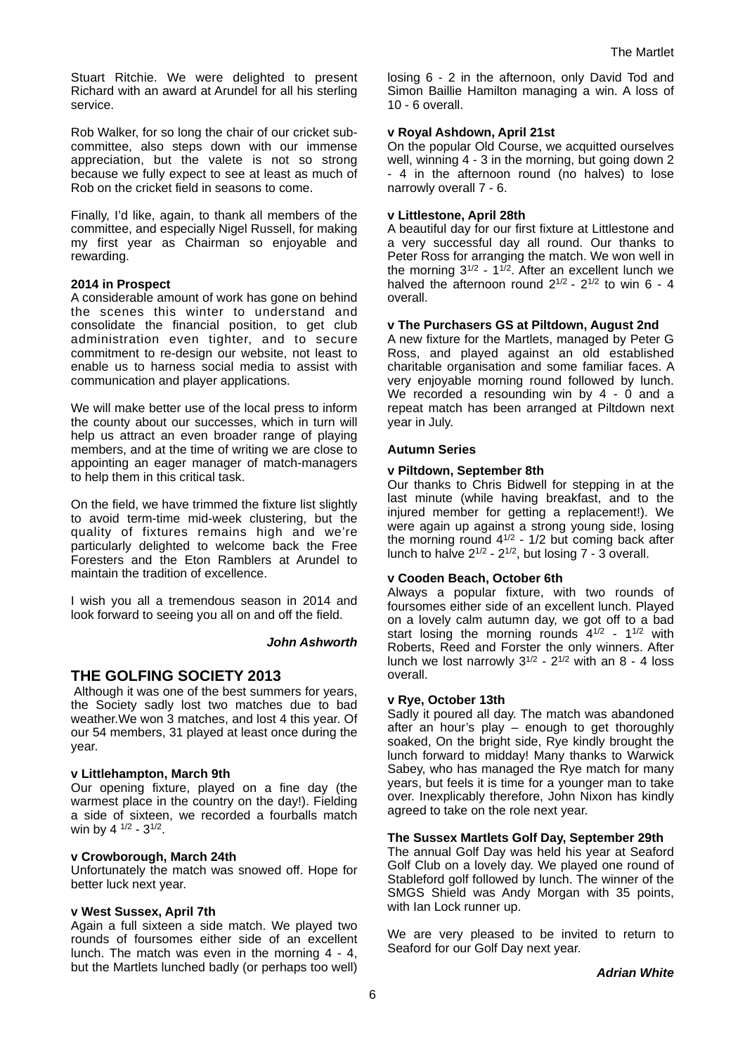Stuart Ritchie. We were delighted to present Richard with an award at Arundel for all his sterling service.

Rob Walker, for so long the chair of our cricket sub-committee, also steps down with our immense appreciation, but the valete is not so strong because we fully expect to see at least as much of Rob on the cricket field in seasons to come.

Finally, I'd like, again, to thank all members of the committee, and especially Nigel Russell, for making my first year as Chairman so enjoyable and rewarding.

**2014 in Prospect**

A considerable amount of work has gone on behind the scenes this winter to understand and consolidate the financial position, to get club administration even tighter, and to secure commitment to re-design our website, not least to enable us to harness social media to assist with communication and player applications.

We will make better use of the local press to inform the county about our successes, which in turn will help us attract an even broader range of playing members, and at the time of writing we are close to appointing an eager manager of match-managers to help them in this critical task.

On the field, we have trimmed the fixture list slightly to avoid term-time mid-week clustering, but the quality of fixtures remains high and we're particularly delighted to welcome back the Free Foresters and the Eton Ramblers at Arundel to maintain the tradition of excellence.

I wish you all a tremendous season in 2014 and look forward to seeing you all on and off the field.

***John Ashworth***

## THE GOLFING SOCIETY 2013

Although it was one of the best summers for years, the Society sadly lost two matches due to bad weather.We won 3 matches, and lost 4 this year. Of our 54 members, 31 played at least once during the year.

**v Littlehampton, March 9th**

Our opening fixture, played on a fine day (the warmest place in the country on the day!). Fielding a side of sixteen, we recorded a fourballs match win by 4 $^{1/2}$ - 3$^{1/2}$.

**v Crowborough, March 24th**

Unfortunately the match was snowed off. Hope for better luck next year.

**v West Sussex, April 7th**

Again a full sixteen a side match. We played two rounds of foursomes either side of an excellent lunch. The match was even in the morning 4 - 4, but the Martlets lunched badly (or perhaps too well) losing 6 - 2 in the afternoon, only David Tod and Simon Baillie Hamilton managing a win. A loss of 10 - 6 overall.

**v Royal Ashdown, April 21st**

On the popular Old Course, we acquitted ourselves well, winning 4 - 3 in the morning, but going down 2 - 4 in the afternoon round (no halves) to lose narrowly overall 7 - 6.

**v Littlestone, April 28th**

A beautiful day for our first fixture at Littlestone and a very successful day all round. Our thanks to Peter Ross for arranging the match. We won well in the morning 3$^{1/2}$ - 1$^{1/2}$. After an excellent lunch we halved the afternoon round 2$^{1/2}$ - 2$^{1/2}$ to win 6 - 4 overall.

**v The Purchasers GS at Piltdown, August 2nd**

A new fixture for the Martlets, managed by Peter G Ross, and played against an old established charitable organisation and some familiar faces. A very enjoyable morning round followed by lunch. We recorded a resounding win by 4 - 0 and a repeat match has been arranged at Piltdown next year in July.

**Autumn Series**

**v Piltdown, September 8th**

Our thanks to Chris Bidwell for stepping in at the last minute (while having breakfast, and to the injured member for getting a replacement!). We were again up against a strong young side, losing the morning round 4$^{1/2}$ - 1/2 but coming back after lunch to halve 2$^{1/2}$ - 2$^{1/2}$, but losing 7 - 3 overall.

**v Cooden Beach, October 6th**

Always a popular fixture, with two rounds of foursomes either side of an excellent lunch. Played on a lovely calm autumn day, we got off to a bad start losing the morning rounds 4$^{1/2}$ - 1$^{1/2}$ with Roberts, Reed and Forster the only winners. After lunch we lost narrowly 3$^{1/2}$ - 2$^{1/2}$ with an 8 - 4 loss overall.

**v Rye, October 13th**

Sadly it poured all day. The match was abandoned after an hour's play – enough to get thoroughly soaked, On the bright side, Rye kindly brought the lunch forward to midday! Many thanks to Warwick Sabey, who has managed the Rye match for many years, but feels it is time for a younger man to take over. Inexplicably therefore, John Nixon has kindly agreed to take on the role next year.

**The Sussex Martlets Golf Day, September 29th**

The annual Golf Day was held his year at Seaford Golf Club on a lovely day. We played one round of Stableford golf followed by lunch. The winner of the SMGS Shield was Andy Morgan with 35 points, with Ian Lock runner up.

We are very pleased to be invited to return to Seaford for our Golf Day next year.

***Adrian White***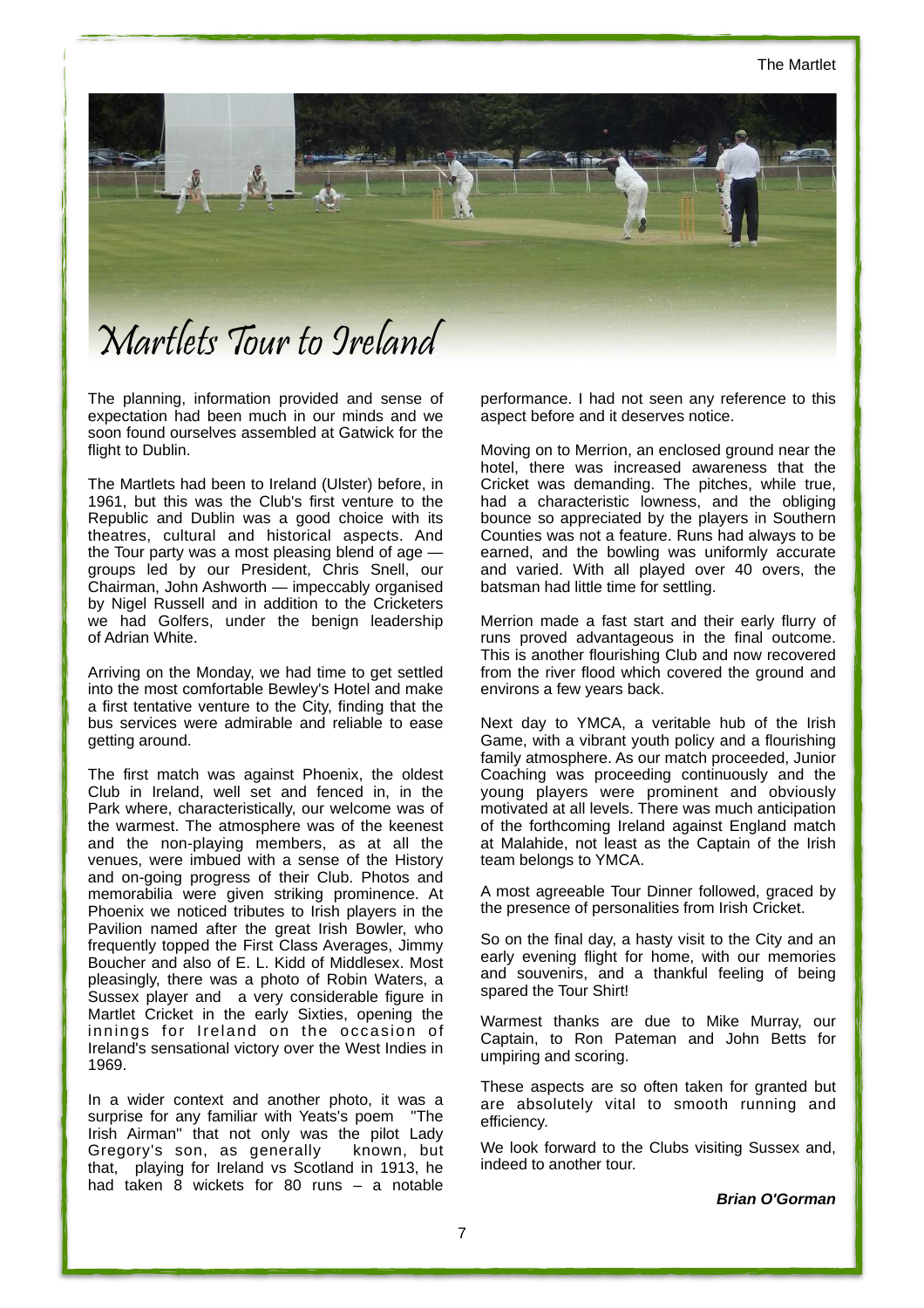# Martlets Tour to Ireland

The planning, information provided and sense of expectation had been much in our minds and we soon found ourselves assembled at Gatwick for the flight to Dublin.

The Martlets had been to Ireland (Ulster) before, in 1961, but this was the Club's first venture to the Republic and Dublin was a good choice with its theatres, cultural and historical aspects. And the Tour party was a most pleasing blend of age — groups led by our President, Chris Snell, our Chairman, John Ashworth — impeccably organised by Nigel Russell and in addition to the Cricketers we had Golfers, under the benign leadership of Adrian White.

Arriving on the Monday, we had time to get settled into the most comfortable Bewley's Hotel and make a first tentative venture to the City, finding that the bus services were admirable and reliable to ease getting around.

The first match was against Phoenix, the oldest Club in Ireland, well set and fenced in, in the Park where, characteristically, our welcome was of the warmest. The atmosphere was of the keenest and the non-playing members, as at all the venues, were imbued with a sense of the History and on-going progress of their Club. Photos and memorabilia were given striking prominence. At Phoenix we noticed tributes to Irish players in the Pavilion named after the great Irish Bowler, who frequently topped the First Class Averages, Jimmy Boucher and also of E. L. Kidd of Middlesex. Most pleasingly, there was a photo of Robin Waters, a Sussex player and a very considerable figure in Martlet Cricket in the early Sixties, opening the innings for Ireland on the occasion of Ireland's sensational victory over the West Indies in 1969.

In a wider context and another photo, it was a surprise for any familiar with Yeats's poem "The Irish Airman" that not only was the pilot Lady Gregory's son, as generally known, but that, playing for Ireland vs Scotland in 1913, he had taken 8 wickets for 80 runs – a notable performance. I had not seen any reference to this aspect before and it deserves notice.

Moving on to Merrion, an enclosed ground near the hotel, there was increased awareness that the Cricket was demanding. The pitches, while true, had a characteristic lowness, and the obliging bounce so appreciated by the players in Southern Counties was not a feature. Runs had always to be earned, and the bowling was uniformly accurate and varied. With all played over 40 overs, the batsman had little time for settling.

Merrion made a fast start and their early flurry of runs proved advantageous in the final outcome. This is another flourishing Club and now recovered from the river flood which covered the ground and environs a few years back.

Next day to YMCA, a veritable hub of the Irish Game, with a vibrant youth policy and a flourishing family atmosphere. As our match proceeded, Junior Coaching was proceeding continuously and the young players were prominent and obviously motivated at all levels. There was much anticipation of the forthcoming Ireland against England match at Malahide, not least as the Captain of the Irish team belongs to YMCA.

A most agreeable Tour Dinner followed, graced by the presence of personalities from Irish Cricket.

So on the final day, a hasty visit to the City and an early evening flight for home, with our memories and souvenirs, and a thankful feeling of being spared the Tour Shirt!

Warmest thanks are due to Mike Murray, our Captain, to Ron Pateman and John Betts for umpiring and scoring.

These aspects are so often taken for granted but are absolutely vital to smooth running and efficiency.

We look forward to the Clubs visiting Sussex and, indeed to another tour.

***Brian O'Gorman***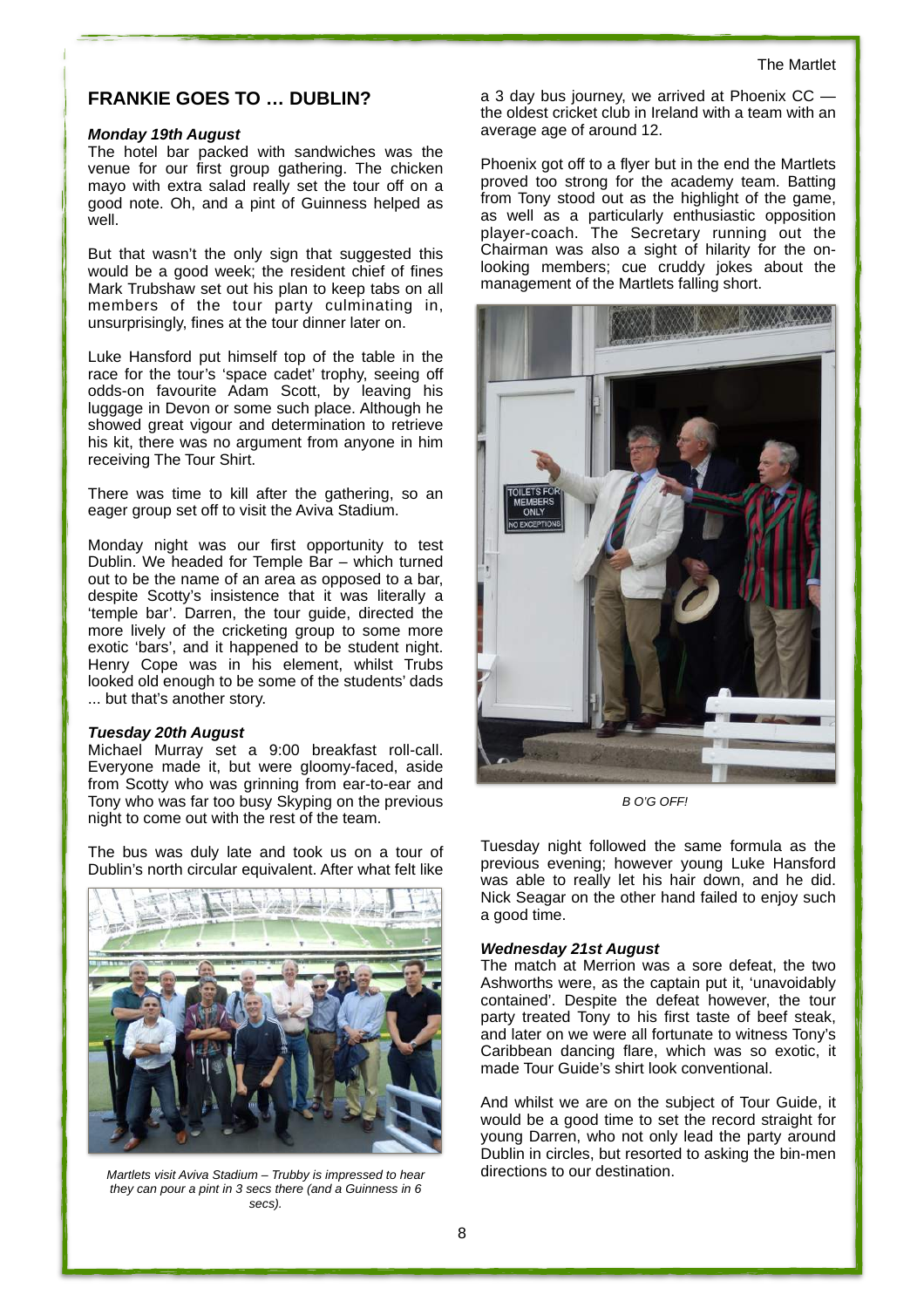## FRANKIE GOES TO … DUBLIN?

***Monday 19th August***

The hotel bar packed with sandwiches was the venue for our first group gathering. The chicken mayo with extra salad really set the tour off on a good note. Oh, and a pint of Guinness helped as well.

But that wasn't the only sign that suggested this would be a good week; the resident chief of fines Mark Trubshaw set out his plan to keep tabs on all members of the tour party culminating in, unsurprisingly, fines at the tour dinner later on.

Luke Hansford put himself top of the table in the race for the tour's 'space cadet' trophy, seeing off odds-on favourite Adam Scott, by leaving his luggage in Devon or some such place. Although he showed great vigour and determination to retrieve his kit, there was no argument from anyone in him receiving The Tour Shirt.

There was time to kill after the gathering, so an eager group set off to visit the Aviva Stadium.

Monday night was our first opportunity to test Dublin. We headed for Temple Bar – which turned out to be the name of an area as opposed to a bar, despite Scotty's insistence that it was literally a 'temple bar'. Darren, the tour guide, directed the more lively of the cricketing group to some more exotic 'bars', and it happened to be student night. Henry Cope was in his element, whilst Trubs looked old enough to be some of the students' dads ... but that's another story.

***Tuesday 20th August***

Michael Murray set a 9:00 breakfast roll-call. Everyone made it, but were gloomy-faced, aside from Scotty who was grinning from ear-to-ear and Tony who was far too busy Skyping on the previous night to come out with the rest of the team.

The bus was duly late and took us on a tour of Dublin's north circular equivalent. After what felt like a 3 day bus journey, we arrived at Phoenix CC — the oldest cricket club in Ireland with a team with an average age of around 12.

*Martlets visit Aviva Stadium – Trubby is impressed to hear they can pour a pint in 3 secs there (and a Guinness in 6 secs).*

Phoenix got off to a flyer but in the end the Martlets proved too strong for the academy team. Batting from Tony stood out as the highlight of the game, as well as a particularly enthusiastic opposition player-coach. The Secretary running out the Chairman was also a sight of hilarity for the on-looking members; cue cruddy jokes about the management of the Martlets falling short.

*B O'G OFF!*

Tuesday night followed the same formula as the previous evening; however young Luke Hansford was able to really let his hair down, and he did. Nick Seagar on the other hand failed to enjoy such a good time.

***Wednesday 21st August***

The match at Merrion was a sore defeat, the two Ashworths were, as the captain put it, 'unavoidably contained'. Despite the defeat however, the tour party treated Tony to his first taste of beef steak, and later on we were all fortunate to witness Tony's Caribbean dancing flare, which was so exotic, it made Tour Guide's shirt look conventional.

And whilst we are on the subject of Tour Guide, it would be a good time to set the record straight for young Darren, who not only lead the party around Dublin in circles, but resorted to asking the bin-men directions to our destination.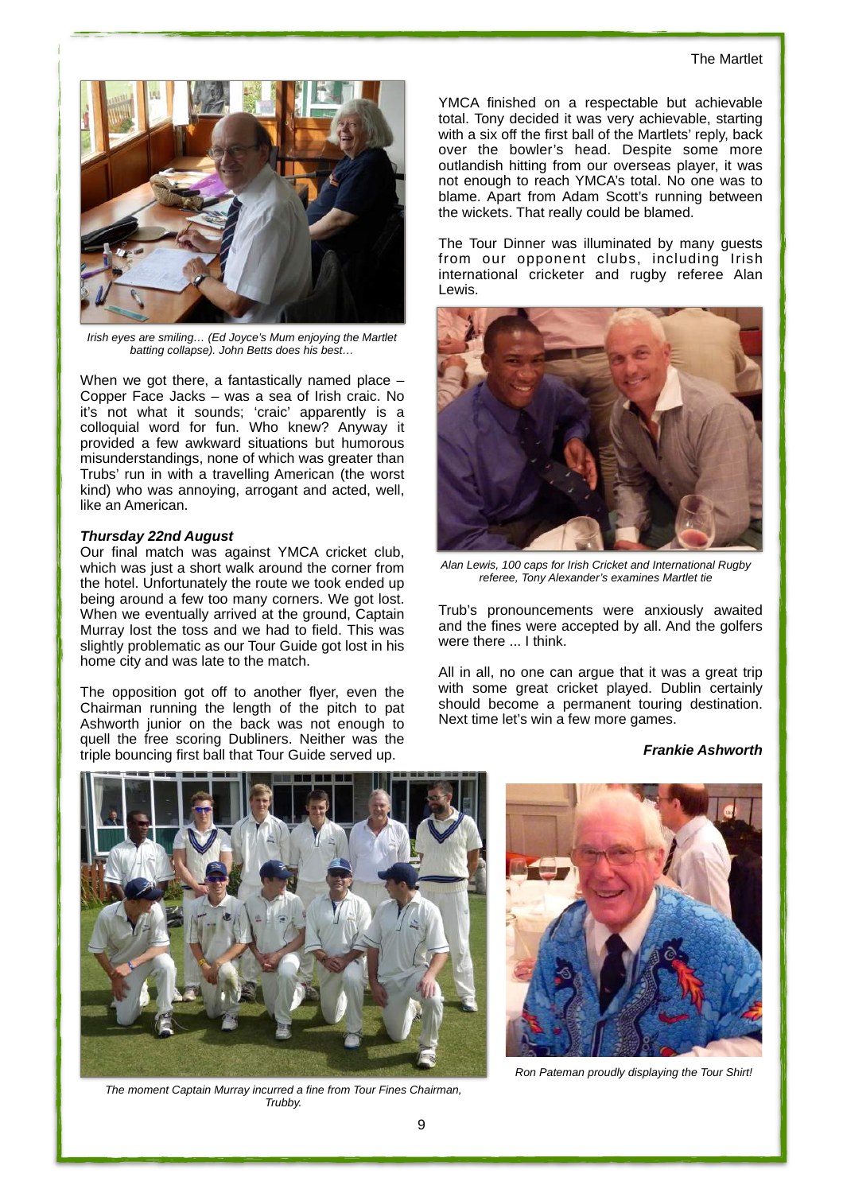Irish eyes are smiling… (Ed Joyce's Mum enjoying the Martlet batting collapse). John Betts does his best…

When we got there, a fantastically named place – Copper Face Jacks – was a sea of Irish craic. No it's not what it sounds; 'craic' apparently is a colloquial word for fun. Who knew? Anyway it provided a few awkward situations but humorous misunderstandings, none of which was greater than Trubs' run in with a travelling American (the worst kind) who was annoying, arrogant and acted, well, like an American.

***Thursday 22nd August***

Our final match was against YMCA cricket club, which was just a short walk around the corner from the hotel. Unfortunately the route we took ended up being around a few too many corners. We got lost. When we eventually arrived at the ground, Captain Murray lost the toss and we had to field. This was slightly problematic as our Tour Guide got lost in his home city and was late to the match.

The opposition got off to another flyer, even the Chairman running the length of the pitch to pat Ashworth junior on the back was not enough to quell the free scoring Dubliners. Neither was the triple bouncing first ball that Tour Guide served up.

YMCA finished on a respectable but achievable total. Tony decided it was very achievable, starting with a six off the first ball of the Martlets' reply, back over the bowler's head. Despite some more outlandish hitting from our overseas player, it was not enough to reach YMCA's total. No one was to blame. Apart from Adam Scott's running between the wickets. That really could be blamed.

The Tour Dinner was illuminated by many guests from our opponent clubs, including Irish international cricketer and rugby referee Alan Lewis.

Alan Lewis, 100 caps for Irish Cricket and International Rugby referee, Tony Alexander's examines Martlet tie

Trub's pronouncements were anxiously awaited and the fines were accepted by all. And the golfers were there ... I think.

All in all, no one can argue that it was a great trip with some great cricket played. Dublin certainly should become a permanent touring destination. Next time let's win a few more games.

***Frankie Ashworth***

The moment Captain Murray incurred a fine from Tour Fines Chairman, Trubby.

Ron Pateman proudly displaying the Tour Shirt!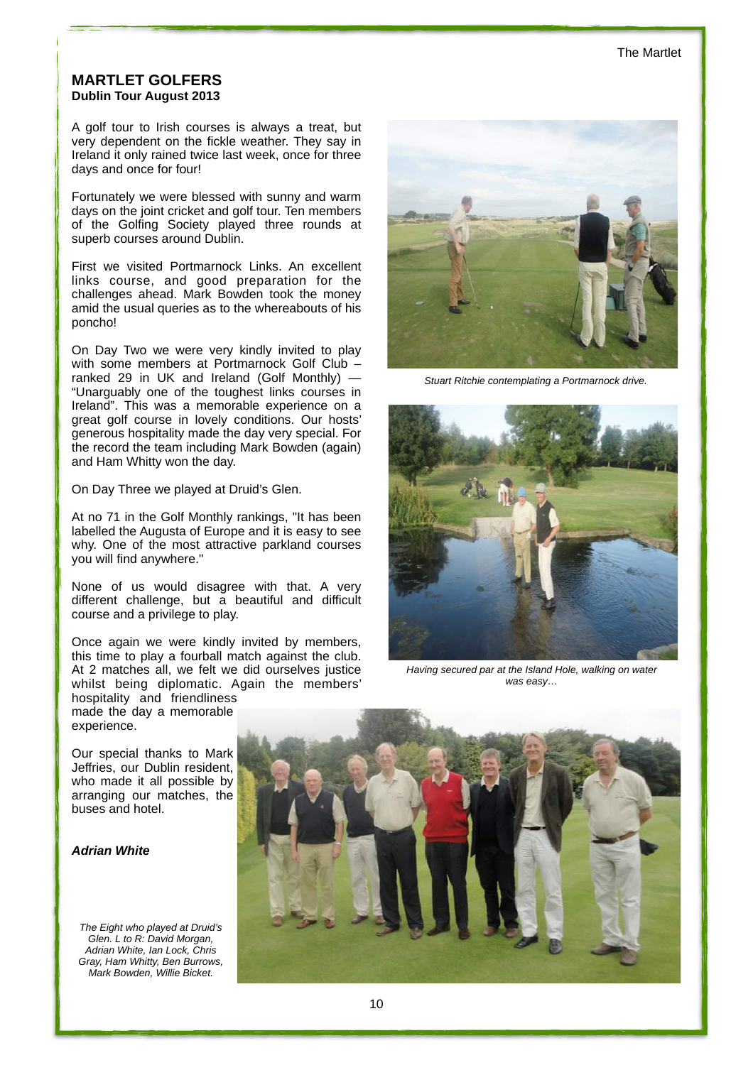## MARTLET GOLFERS

**Dublin Tour August 2013**

A golf tour to Irish courses is always a treat, but very dependent on the fickle weather. They say in Ireland it only rained twice last week, once for three days and once for four!

Fortunately we were blessed with sunny and warm days on the joint cricket and golf tour. Ten members of the Golfing Society played three rounds at superb courses around Dublin.

First we visited Portmarnock Links. An excellent links course, and good preparation for the challenges ahead. Mark Bowden took the money amid the usual queries as to the whereabouts of his poncho!

On Day Two we were very kindly invited to play with some members at Portmarnock Golf Club – ranked 29 in UK and Ireland (Golf Monthly) — "Unarguably one of the toughest links courses in Ireland". This was a memorable experience on a great golf course in lovely conditions. Our hosts' generous hospitality made the day very special. For the record the team including Mark Bowden (again) and Ham Whitty won the day.

On Day Three we played at Druid's Glen.

At no 71 in the Golf Monthly rankings, "It has been labelled the Augusta of Europe and it is easy to see why. One of the most attractive parkland courses you will find anywhere."

None of us would disagree with that. A very different challenge, but a beautiful and difficult course and a privilege to play.

Once again we were kindly invited by members, this time to play a fourball match against the club. At 2 matches all, we felt we did ourselves justice whilst being diplomatic. Again the members' hospitality and friendliness made the day a memorable experience.

Our special thanks to Mark Jeffries, our Dublin resident, who made it all possible by arranging our matches, the buses and hotel.

***Adrian White***

*Stuart Ritchie contemplating a Portmarnock drive.*

*Having secured par at the Island Hole, walking on water was easy…*

*The Eight who played at Druid's Glen. L to R: David Morgan, Adrian White, Ian Lock, Chris Gray, Ham Whitty, Ben Burrows, Mark Bowden, Willie Bicket.*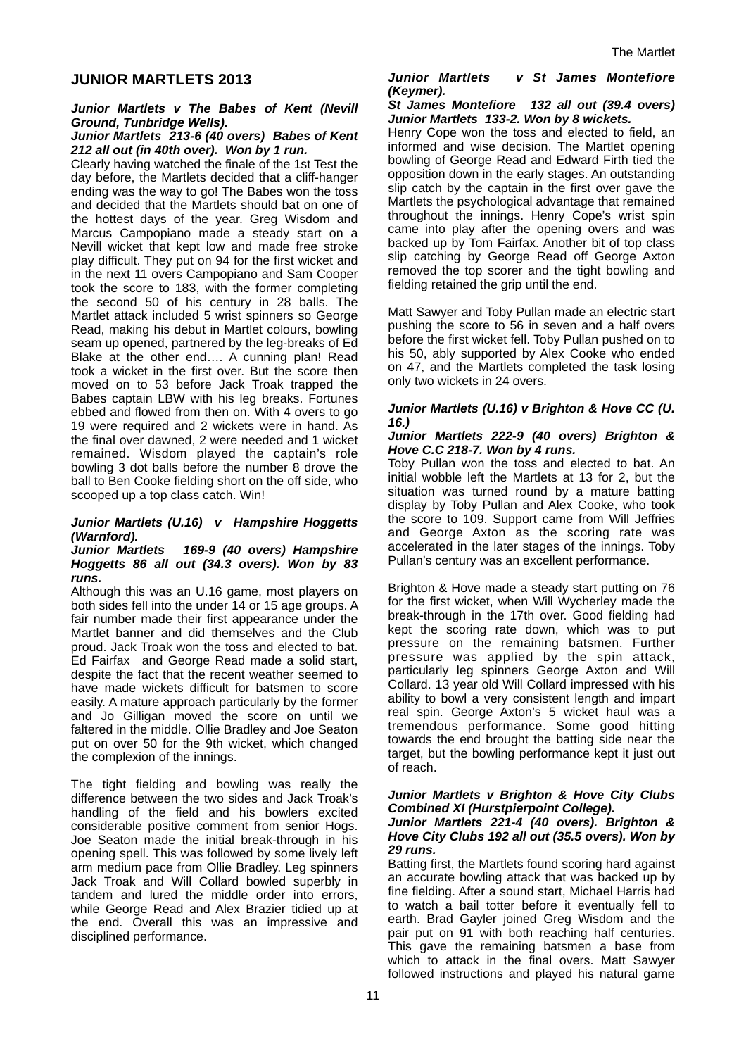## JUNIOR MARTLETS 2013

***Junior Martlets v The Babes of Kent (Nevill Ground, Tunbridge Wells).***
***Junior Martlets 213-6 (40 overs) Babes of Kent 212 all out (in 40th over). Won by 1 run.***

Clearly having watched the finale of the 1st Test the day before, the Martlets decided that a cliff-hanger ending was the way to go! The Babes won the toss and decided that the Martlets should bat on one of the hottest days of the year. Greg Wisdom and Marcus Campopiano made a steady start on a Nevill wicket that kept low and made free stroke play difficult. They put on 94 for the first wicket and in the next 11 overs Campopiano and Sam Cooper took the score to 183, with the former completing the second 50 of his century in 28 balls. The Martlet attack included 5 wrist spinners so George Read, making his debut in Martlet colours, bowling seam up opened, partnered by the leg-breaks of Ed Blake at the other end…. A cunning plan! Read took a wicket in the first over. But the score then moved on to 53 before Jack Troak trapped the Babes captain LBW with his leg breaks. Fortunes ebbed and flowed from then on. With 4 overs to go 19 were required and 2 wickets were in hand. As the final over dawned, 2 were needed and 1 wicket remained. Wisdom played the captain's role bowling 3 dot balls before the number 8 drove the ball to Ben Cooke fielding short on the off side, who scooped up a top class catch. Win!

***Junior Martlets (U.16) v Hampshire Hoggetts (Warnford).***
***Junior Martlets 169-9 (40 overs) Hampshire Hoggetts 86 all out (34.3 overs). Won by 83 runs.***

Although this was an U.16 game, most players on both sides fell into the under 14 or 15 age groups. A fair number made their first appearance under the Martlet banner and did themselves and the Club proud. Jack Troak won the toss and elected to bat. Ed Fairfax and George Read made a solid start, despite the fact that the recent weather seemed to have made wickets difficult for batsmen to score easily. A mature approach particularly by the former and Jo Gilligan moved the score on until we faltered in the middle. Ollie Bradley and Joe Seaton put on over 50 for the 9th wicket, which changed the complexion of the innings.

The tight fielding and bowling was really the difference between the two sides and Jack Troak's handling of the field and his bowlers excited considerable positive comment from senior Hogs. Joe Seaton made the initial break-through in his opening spell. This was followed by some lively left arm medium pace from Ollie Bradley. Leg spinners Jack Troak and Will Collard bowled superbly in tandem and lured the middle order into errors, while George Read and Alex Brazier tidied up at the end. Overall this was an impressive and disciplined performance.

***Junior Martlets v St James Montefiore (Keymer).***
***St James Montefiore 132 all out (39.4 overs) Junior Martlets 133-2. Won by 8 wickets.***

Henry Cope won the toss and elected to field, an informed and wise decision. The Martlet opening bowling of George Read and Edward Firth tied the opposition down in the early stages. An outstanding slip catch by the captain in the first over gave the Martlets the psychological advantage that remained throughout the innings. Henry Cope's wrist spin came into play after the opening overs and was backed up by Tom Fairfax. Another bit of top class slip catching by George Read off George Axton removed the top scorer and the tight bowling and fielding retained the grip until the end.

Matt Sawyer and Toby Pullan made an electric start pushing the score to 56 in seven and a half overs before the first wicket fell. Toby Pullan pushed on to his 50, ably supported by Alex Cooke who ended on 47, and the Martlets completed the task losing only two wickets in 24 overs.

***Junior Martlets (U.16) v Brighton & Hove CC (U. 16.)***
***Junior Martlets 222-9 (40 overs) Brighton & Hove C.C 218-7. Won by 4 runs.***

Toby Pullan won the toss and elected to bat. An initial wobble left the Martlets at 13 for 2, but the situation was turned round by a mature batting display by Toby Pullan and Alex Cooke, who took the score to 109. Support came from Will Jeffries and George Axton as the scoring rate was accelerated in the later stages of the innings. Toby Pullan's century was an excellent performance.

Brighton & Hove made a steady start putting on 76 for the first wicket, when Will Wycherley made the break-through in the 17th over. Good fielding had kept the scoring rate down, which was to put pressure on the remaining batsmen. Further pressure was applied by the spin attack, particularly leg spinners George Axton and Will Collard. 13 year old Will Collard impressed with his ability to bowl a very consistent length and impart real spin. George Axton's 5 wicket haul was a tremendous performance. Some good hitting towards the end brought the batting side near the target, but the bowling performance kept it just out of reach.

***Junior Martlets v Brighton & Hove City Clubs Combined XI (Hurstpierpoint College).***
***Junior Martlets 221-4 (40 overs). Brighton & Hove City Clubs 192 all out (35.5 overs). Won by 29 runs.***

Batting first, the Martlets found scoring hard against an accurate bowling attack that was backed up by fine fielding. After a sound start, Michael Harris had to watch a bail totter before it eventually fell to earth. Brad Gayler joined Greg Wisdom and the pair put on 91 with both reaching half centuries. This gave the remaining batsmen a base from which to attack in the final overs. Matt Sawyer followed instructions and played his natural game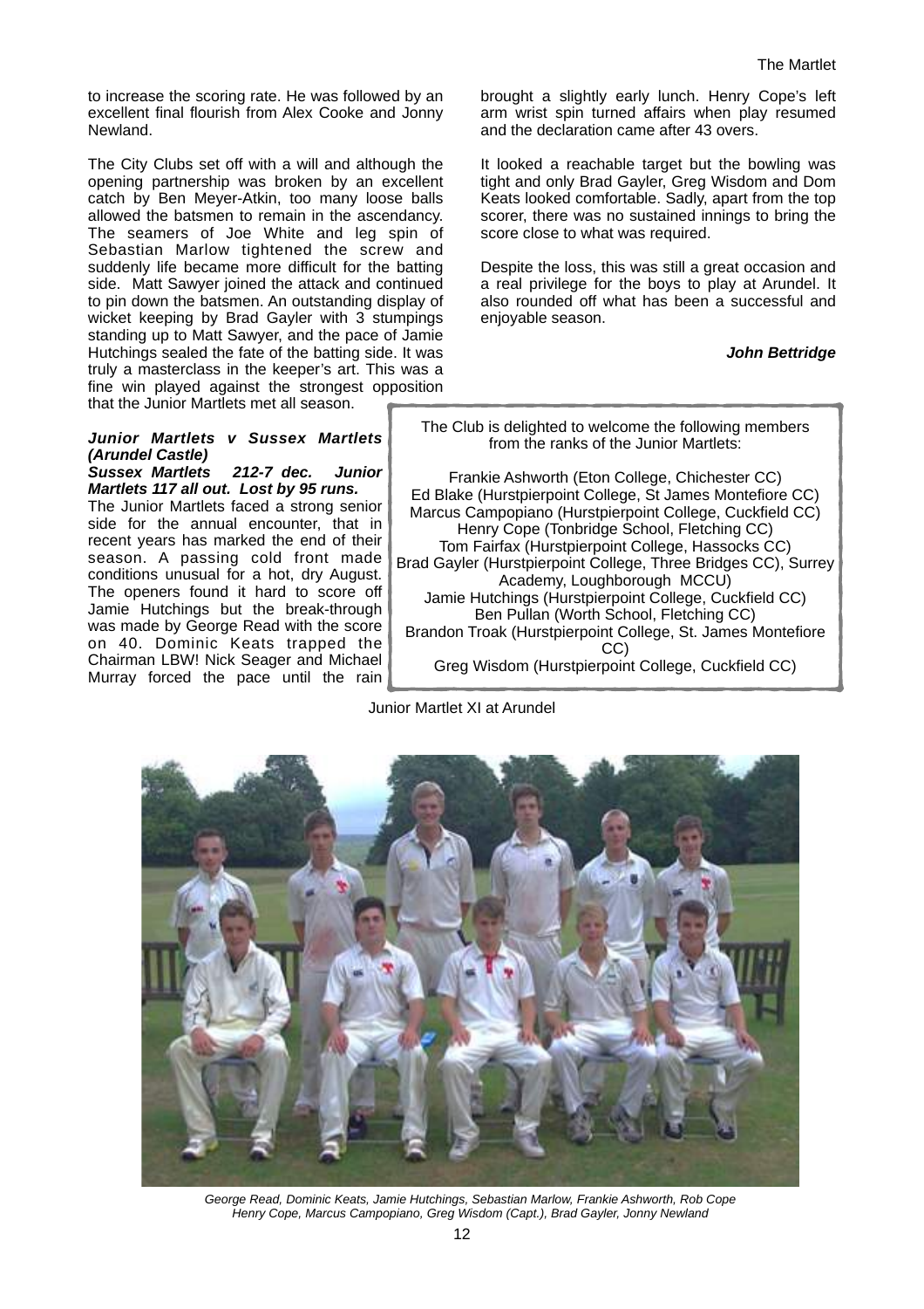to increase the scoring rate. He was followed by an excellent final flourish from Alex Cooke and Jonny Newland.

The City Clubs set off with a will and although the opening partnership was broken by an excellent catch by Ben Meyer-Atkin, too many loose balls allowed the batsmen to remain in the ascendancy. The seamers of Joe White and leg spin of Sebastian Marlow tightened the screw and suddenly life became more difficult for the batting side. Matt Sawyer joined the attack and continued to pin down the batsmen. An outstanding display of wicket keeping by Brad Gayler with 3 stumpings standing up to Matt Sawyer, and the pace of Jamie Hutchings sealed the fate of the batting side. It was truly a masterclass in the keeper's art. This was a fine win played against the strongest opposition that the Junior Martlets met all season.

***Junior Martlets v Sussex Martlets (Arundel Castle)***

***Sussex Martlets 212-7 dec. Junior Martlets 117 all out. Lost by 95 runs.***

The Junior Martlets faced a strong senior side for the annual encounter, that in recent years has marked the end of their season. A passing cold front made conditions unusual for a hot, dry August. The openers found it hard to score off Jamie Hutchings but the break-through was made by George Read with the score on 40. Dominic Keats trapped the Chairman LBW! Nick Seager and Michael Murray forced the pace until the rain brought a slightly early lunch. Henry Cope's left arm wrist spin turned affairs when play resumed and the declaration came after 43 overs.

It looked a reachable target but the bowling was tight and only Brad Gayler, Greg Wisdom and Dom Keats looked comfortable. Sadly, apart from the top scorer, there was no sustained innings to bring the score close to what was required.

Despite the loss, this was still a great occasion and a real privilege for the boys to play at Arundel. It also rounded off what has been a successful and enjoyable season.

***John Bettridge***

The Club is delighted to welcome the following members from the ranks of the Junior Martlets:

Frankie Ashworth (Eton College, Chichester CC)
Ed Blake (Hurstpierpoint College, St James Montefiore CC)
Marcus Campopiano (Hurstpierpoint College, Cuckfield CC)
Henry Cope (Tonbridge School, Fletching CC)
Tom Fairfax (Hurstpierpoint College, Hassocks CC)
Brad Gayler (Hurstpierpoint College, Three Bridges CC), Surrey Academy, Loughborough MCCU)
Jamie Hutchings (Hurstpierpoint College, Cuckfield CC)
Ben Pullan (Worth School, Fletching CC)
Brandon Troak (Hurstpierpoint College, St. James Montefiore CC)
Greg Wisdom (Hurstpierpoint College, Cuckfield CC)

Junior Martlet XI at Arundel

*George Read, Dominic Keats, Jamie Hutchings, Sebastian Marlow, Frankie Ashworth, Rob Cope*
*Henry Cope, Marcus Campopiano, Greg Wisdom (Capt.), Brad Gayler, Jonny Newland*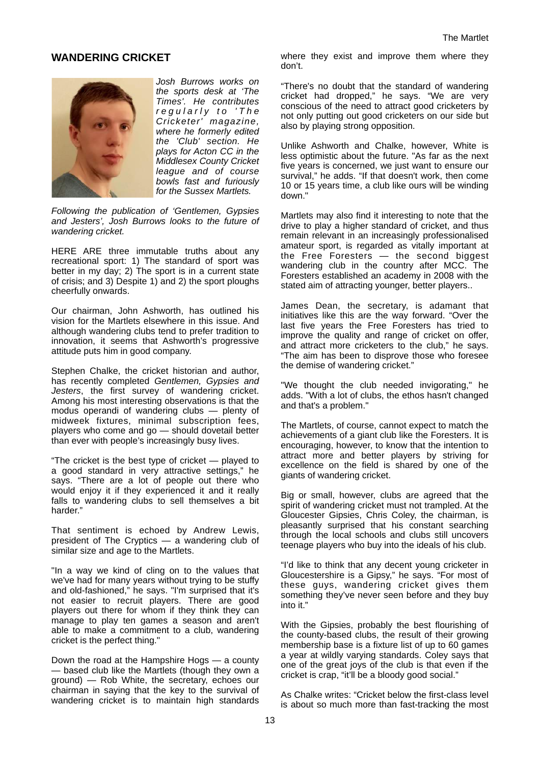## WANDERING CRICKET

*Josh Burrows works on the sports desk at 'The Times'. He contributes regularly to 'The Cricketer' magazine, where he formerly edited the 'Club' section. He plays for Acton CC in the Middlesex County Cricket league and of course bowls fast and furiously for the Sussex Martlets.*

*Following the publication of 'Gentlemen, Gypsies and Jesters', Josh Burrows looks to the future of wandering cricket.*

HERE ARE three immutable truths about any recreational sport: 1) The standard of sport was better in my day; 2) The sport is in a current state of crisis; and 3) Despite 1) and 2) the sport ploughs cheerfully onwards.

Our chairman, John Ashworth, has outlined his vision for the Martlets elsewhere in this issue. And although wandering clubs tend to prefer tradition to innovation, it seems that Ashworth's progressive attitude puts him in good company.

Stephen Chalke, the cricket historian and author, has recently completed *Gentlemen, Gypsies and Jesters*, the first survey of wandering cricket. Among his most interesting observations is that the modus operandi of wandering clubs — plenty of midweek fixtures, minimal subscription fees, players who come and go — should dovetail better than ever with people's increasingly busy lives.

"The cricket is the best type of cricket — played to a good standard in very attractive settings," he says. "There are a lot of people out there who would enjoy it if they experienced it and it really falls to wandering clubs to sell themselves a bit harder."

That sentiment is echoed by Andrew Lewis, president of The Cryptics — a wandering club of similar size and age to the Martlets.

"In a way we kind of cling on to the values that we've had for many years without trying to be stuffy and old-fashioned," he says. "I'm surprised that it's not easier to recruit players. There are good players out there for whom if they think they can manage to play ten games a season and aren't able to make a commitment to a club, wandering cricket is the perfect thing."

Down the road at the Hampshire Hogs — a county — based club like the Martlets (though they own a ground) — Rob White, the secretary, echoes our chairman in saying that the key to the survival of wandering cricket is to maintain high standards where they exist and improve them where they don't.

"There's no doubt that the standard of wandering cricket had dropped," he says. "We are very conscious of the need to attract good cricketers by not only putting out good cricketers on our side but also by playing strong opposition.

Unlike Ashworth and Chalke, however, White is less optimistic about the future. "As far as the next five years is concerned, we just want to ensure our survival," he adds. "If that doesn't work, then come 10 or 15 years time, a club like ours will be winding down."

Martlets may also find it interesting to note that the drive to play a higher standard of cricket, and thus remain relevant in an increasingly professionalised amateur sport, is regarded as vitally important at the Free Foresters — the second biggest wandering club in the country after MCC. The Foresters established an academy in 2008 with the stated aim of attracting younger, better players..

James Dean, the secretary, is adamant that initiatives like this are the way forward. "Over the last five years the Free Foresters has tried to improve the quality and range of cricket on offer, and attract more cricketers to the club," he says. "The aim has been to disprove those who foresee the demise of wandering cricket."

"We thought the club needed invigorating," he adds. "With a lot of clubs, the ethos hasn't changed and that's a problem."

The Martlets, of course, cannot expect to match the achievements of a giant club like the Foresters. It is encouraging, however, to know that the intention to attract more and better players by striving for excellence on the field is shared by one of the giants of wandering cricket.

Big or small, however, clubs are agreed that the spirit of wandering cricket must not trampled. At the Gloucester Gipsies, Chris Coley, the chairman, is pleasantly surprised that his constant searching through the local schools and clubs still uncovers teenage players who buy into the ideals of his club.

"I'd like to think that any decent young cricketer in Gloucestershire is a Gipsy," he says. "For most of these guys, wandering cricket gives them something they've never seen before and they buy into it."

With the Gipsies, probably the best flourishing of the county-based clubs, the result of their growing membership base is a fixture list of up to 60 games a year at wildly varying standards. Coley says that one of the great joys of the club is that even if the cricket is crap, "it'll be a bloody good social."

As Chalke writes: "Cricket below the first-class level is about so much more than fast-tracking the most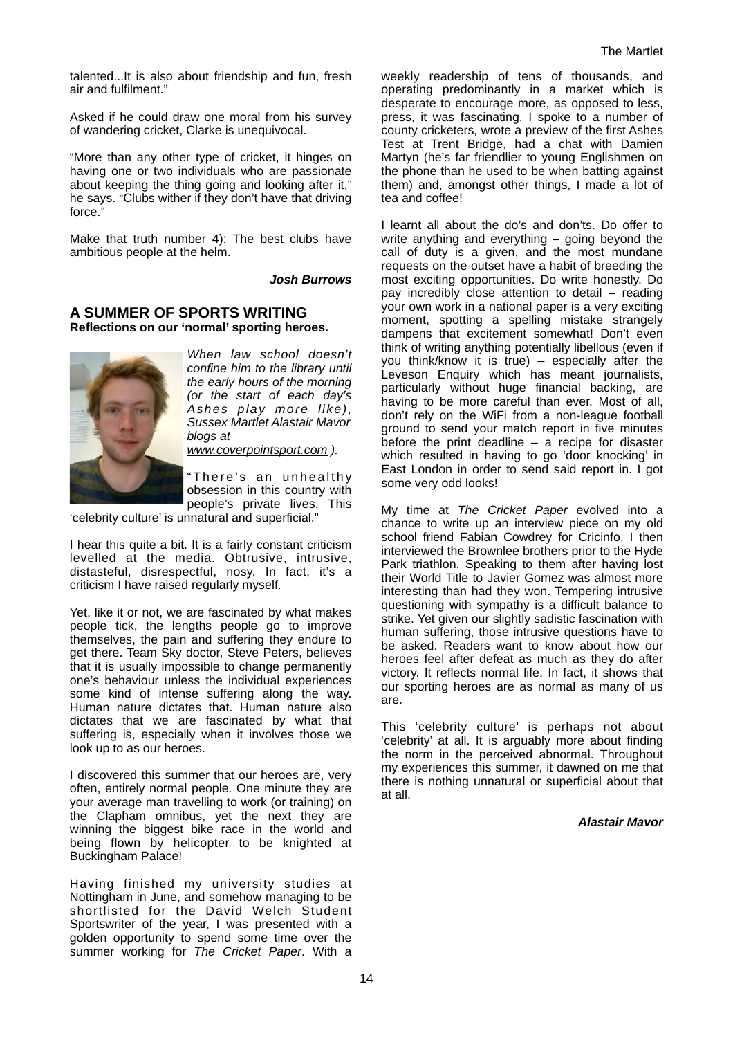talented...It is also about friendship and fun, fresh air and fulfilment."

Asked if he could draw one moral from his survey of wandering cricket, Clarke is unequivocal.

"More than any other type of cricket, it hinges on having one or two individuals who are passionate about keeping the thing going and looking after it," he says. "Clubs wither if they don't have that driving force."

Make that truth number 4): The best clubs have ambitious people at the helm.

***Josh Burrows***

## A SUMMER OF SPORTS WRITING

**Reflections on our 'normal' sporting heroes.**

*When law school doesn't confine him to the library until the early hours of the morning (or the start of each day's Ashes play more like), Sussex Martlet Alastair Mavor blogs at* www.coverpointsport.com *).*

"There's an unhealthy obsession in this country with people's private lives. This 'celebrity culture' is unnatural and superficial."

I hear this quite a bit. It is a fairly constant criticism levelled at the media. Obtrusive, intrusive, distasteful, disrespectful, nosy. In fact, it's a criticism I have raised regularly myself.

Yet, like it or not, we are fascinated by what makes people tick, the lengths people go to improve themselves, the pain and suffering they endure to get there. Team Sky doctor, Steve Peters, believes that it is usually impossible to change permanently one's behaviour unless the individual experiences some kind of intense suffering along the way. Human nature dictates that. Human nature also dictates that we are fascinated by what that suffering is, especially when it involves those we look up to as our heroes.

I discovered this summer that our heroes are, very often, entirely normal people. One minute they are your average man travelling to work (or training) on the Clapham omnibus, yet the next they are winning the biggest bike race in the world and being flown by helicopter to be knighted at Buckingham Palace!

Having finished my university studies at Nottingham in June, and somehow managing to be shortlisted for the David Welch Student Sportswriter of the year, I was presented with a golden opportunity to spend some time over the summer working for *The Cricket Paper*. With a weekly readership of tens of thousands, and operating predominantly in a market which is desperate to encourage more, as opposed to less, press, it was fascinating. I spoke to a number of county cricketers, wrote a preview of the first Ashes Test at Trent Bridge, had a chat with Damien Martyn (he's far friendlier to young Englishmen on the phone than he used to be when batting against them) and, amongst other things, I made a lot of tea and coffee!

I learnt all about the do's and don'ts. Do offer to write anything and everything – going beyond the call of duty is a given, and the most mundane requests on the outset have a habit of breeding the most exciting opportunities. Do write honestly. Do pay incredibly close attention to detail – reading your own work in a national paper is a very exciting moment, spotting a spelling mistake strangely dampens that excitement somewhat! Don't even think of writing anything potentially libellous (even if you think/know it is true) – especially after the Leveson Enquiry which has meant journalists, particularly without huge financial backing, are having to be more careful than ever. Most of all, don't rely on the WiFi from a non-league football ground to send your match report in five minutes before the print deadline – a recipe for disaster which resulted in having to go 'door knocking' in East London in order to send said report in. I got some very odd looks!

My time at *The Cricket Paper* evolved into a chance to write up an interview piece on my old school friend Fabian Cowdrey for Cricinfo. I then interviewed the Brownlee brothers prior to the Hyde Park triathlon. Speaking to them after having lost their World Title to Javier Gomez was almost more interesting than had they won. Tempering intrusive questioning with sympathy is a difficult balance to strike. Yet given our slightly sadistic fascination with human suffering, those intrusive questions have to be asked. Readers want to know about how our heroes feel after defeat as much as they do after victory. It reflects normal life. In fact, it shows that our sporting heroes are as normal as many of us are.

This 'celebrity culture' is perhaps not about 'celebrity' at all. It is arguably more about finding the norm in the perceived abnormal. Throughout my experiences this summer, it dawned on me that there is nothing unnatural or superficial about that at all.

***Alastair Mavor***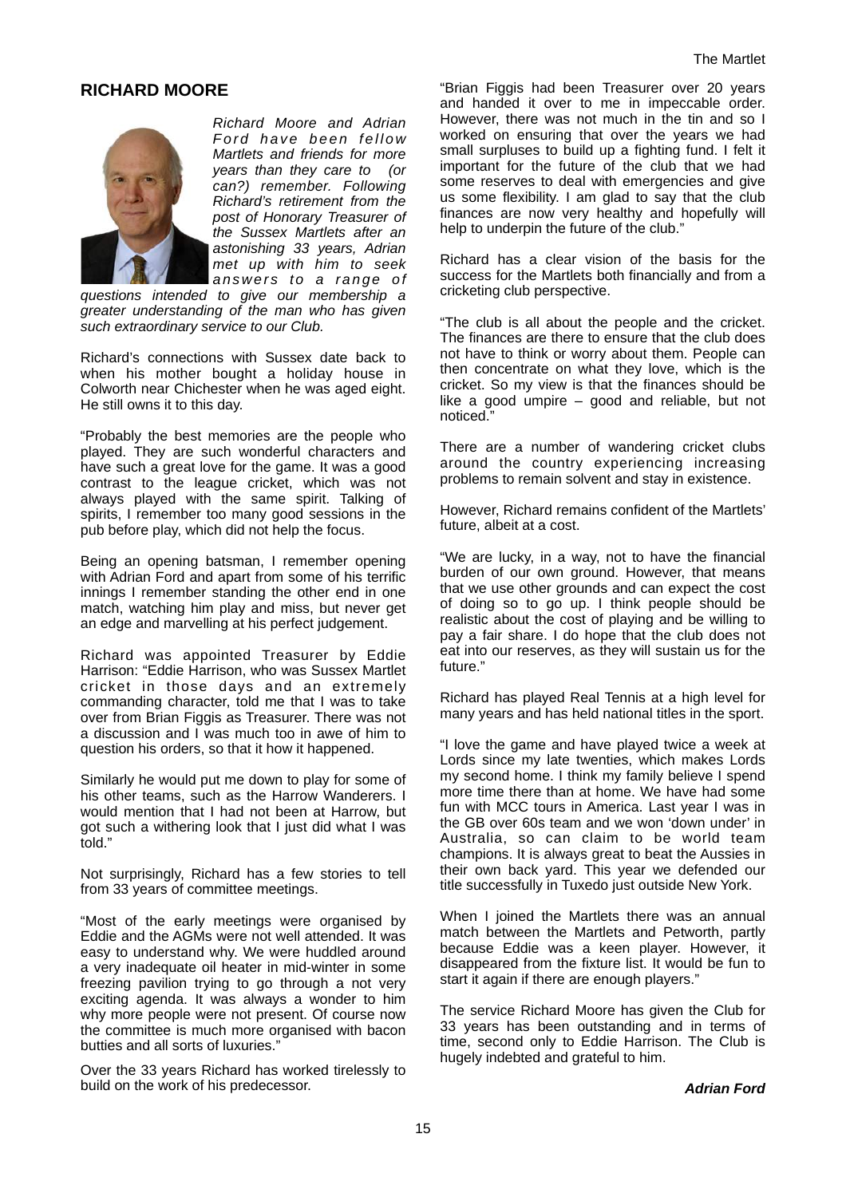## RICHARD MOORE

*Richard Moore and Adrian Ford have been fellow Martlets and friends for more years than they care to (or can?) remember. Following Richard's retirement from the post of Honorary Treasurer of the Sussex Martlets after an astonishing 33 years, Adrian met up with him to seek answers to a range of questions intended to give our membership a greater understanding of the man who has given such extraordinary service to our Club.*

Richard's connections with Sussex date back to when his mother bought a holiday house in Colworth near Chichester when he was aged eight. He still owns it to this day.

"Probably the best memories are the people who played. They are such wonderful characters and have such a great love for the game. It was a good contrast to the league cricket, which was not always played with the same spirit. Talking of spirits, I remember too many good sessions in the pub before play, which did not help the focus.

Being an opening batsman, I remember opening with Adrian Ford and apart from some of his terrific innings I remember standing the other end in one match, watching him play and miss, but never get an edge and marvelling at his perfect judgement.

Richard was appointed Treasurer by Eddie Harrison: "Eddie Harrison, who was Sussex Martlet cricket in those days and an extremely commanding character, told me that I was to take over from Brian Figgis as Treasurer. There was not a discussion and I was much too in awe of him to question his orders, so that it how it happened.

Similarly he would put me down to play for some of his other teams, such as the Harrow Wanderers. I would mention that I had not been at Harrow, but got such a withering look that I just did what I was told."

Not surprisingly, Richard has a few stories to tell from 33 years of committee meetings.

"Most of the early meetings were organised by Eddie and the AGMs were not well attended. It was easy to understand why. We were huddled around a very inadequate oil heater in mid-winter in some freezing pavilion trying to go through a not very exciting agenda. It was always a wonder to him why more people were not present. Of course now the committee is much more organised with bacon butties and all sorts of luxuries."

Over the 33 years Richard has worked tirelessly to build on the work of his predecessor.

"Brian Figgis had been Treasurer over 20 years and handed it over to me in impeccable order. However, there was not much in the tin and so I worked on ensuring that over the years we had small surpluses to build up a fighting fund. I felt it important for the future of the club that we had some reserves to deal with emergencies and give us some flexibility. I am glad to say that the club finances are now very healthy and hopefully will help to underpin the future of the club."

Richard has a clear vision of the basis for the success for the Martlets both financially and from a cricketing club perspective.

"The club is all about the people and the cricket. The finances are there to ensure that the club does not have to think or worry about them. People can then concentrate on what they love, which is the cricket. So my view is that the finances should be like a good umpire – good and reliable, but not noticed."

There are a number of wandering cricket clubs around the country experiencing increasing problems to remain solvent and stay in existence.

However, Richard remains confident of the Martlets' future, albeit at a cost.

"We are lucky, in a way, not to have the financial burden of our own ground. However, that means that we use other grounds and can expect the cost of doing so to go up. I think people should be realistic about the cost of playing and be willing to pay a fair share. I do hope that the club does not eat into our reserves, as they will sustain us for the future."

Richard has played Real Tennis at a high level for many years and has held national titles in the sport.

"I love the game and have played twice a week at Lords since my late twenties, which makes Lords my second home. I think my family believe I spend more time there than at home. We have had some fun with MCC tours in America. Last year I was in the GB over 60s team and we won 'down under' in Australia, so can claim to be world team champions. It is always great to beat the Aussies in their own back yard. This year we defended our title successfully in Tuxedo just outside New York.

When I joined the Martlets there was an annual match between the Martlets and Petworth, partly because Eddie was a keen player. However, it disappeared from the fixture list. It would be fun to start it again if there are enough players."

The service Richard Moore has given the Club for 33 years has been outstanding and in terms of time, second only to Eddie Harrison. The Club is hugely indebted and grateful to him.

***Adrian Ford***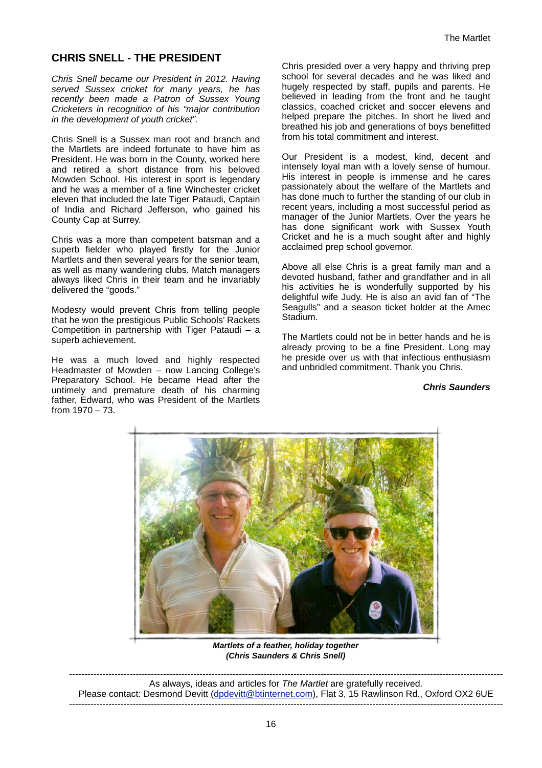## CHRIS SNELL - THE PRESIDENT

*Chris Snell became our President in 2012. Having served Sussex cricket for many years, he has recently been made a Patron of Sussex Young Cricketers in recognition of his "major contribution in the development of youth cricket".*

Chris Snell is a Sussex man root and branch and the Martlets are indeed fortunate to have him as President. He was born in the County, worked here and retired a short distance from his beloved Mowden School. His interest in sport is legendary and he was a member of a fine Winchester cricket eleven that included the late Tiger Pataudi, Captain of India and Richard Jefferson, who gained his County Cap at Surrey.

Chris was a more than competent batsman and a superb fielder who played firstly for the Junior Martlets and then several years for the senior team, as well as many wandering clubs. Match managers always liked Chris in their team and he invariably delivered the "goods."

Modesty would prevent Chris from telling people that he won the prestigious Public Schools' Rackets Competition in partnership with Tiger Pataudi – a superb achievement.

He was a much loved and highly respected Headmaster of Mowden – now Lancing College's Preparatory School. He became Head after the untimely and premature death of his charming father, Edward, who was President of the Martlets from 1970 – 73.

Chris presided over a very happy and thriving prep school for several decades and he was liked and hugely respected by staff, pupils and parents. He believed in leading from the front and he taught classics, coached cricket and soccer elevens and helped prepare the pitches. In short he lived and breathed his job and generations of boys benefitted from his total commitment and interest.

Our President is a modest, kind, decent and intensely loyal man with a lovely sense of humour. His interest in people is immense and he cares passionately about the welfare of the Martlets and has done much to further the standing of our club in recent years, including a most successful period as manager of the Junior Martlets. Over the years he has done significant work with Sussex Youth Cricket and he is a much sought after and highly acclaimed prep school governor.

Above all else Chris is a great family man and a devoted husband, father and grandfather and in all his activities he is wonderfully supported by his delightful wife Judy. He is also an avid fan of "The Seagulls" and a season ticket holder at the Amec Stadium.

The Martlets could not be in better hands and he is already proving to be a fine President. Long may he preside over us with that infectious enthusiasm and unbridled commitment. Thank you Chris.

***Chris Saunders***

***Martlets of a feather, holiday together***
***(Chris Saunders & Chris Snell)***

---

As always, ideas and articles for *The Martlet* are gratefully received.
Please contact: Desmond Devitt (dpdevitt@btinternet.com), Flat 3, 15 Rawlinson Rd., Oxford OX2 6UE

---